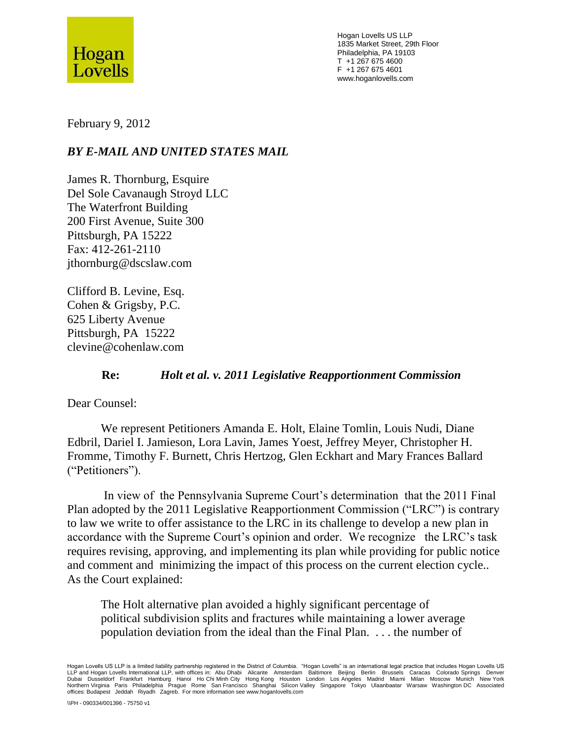Hogan Lovells

Hogan Lovells US LLP
1835 Market Street, 29th Floor
Philadelphia, PA 19103
T +1 267 675 4600
F +1 267 675 4601
www.hoganlovells.com

February 9, 2012

***BY E-MAIL AND UNITED STATES MAIL***

James R. Thornburg, Esquire
Del Sole Cavanaugh Stroyd LLC
The Waterfront Building
200 First Avenue, Suite 300
Pittsburgh, PA 15222
Fax: 412-261-2110
jthornburg@dscslaw.com

Clifford B. Levine, Esq.
Cohen & Grigsby, P.C.
625 Liberty Avenue
Pittsburgh, PA 15222
clevine@cohenlaw.com

**Re:** ***Holt et al. v. 2011 Legislative Reapportionment Commission***

Dear Counsel:

We represent Petitioners Amanda E. Holt, Elaine Tomlin, Louis Nudi, Diane Edbril, Dariel I. Jamieson, Lora Lavin, James Yoest, Jeffrey Meyer, Christopher H. Fromme, Timothy F. Burnett, Chris Hertzog, Glen Eckhart and Mary Frances Ballard ("Petitioners").

In view of the Pennsylvania Supreme Court's determination that the 2011 Final Plan adopted by the 2011 Legislative Reapportionment Commission ("LRC") is contrary to law we write to offer assistance to the LRC in its challenge to develop a new plan in accordance with the Supreme Court's opinion and order. We recognize the LRC's task requires revising, approving, and implementing its plan while providing for public notice and comment and minimizing the impact of this process on the current election cycle.. As the Court explained:

> The Holt alternative plan avoided a highly significant percentage of political subdivision splits and fractures while maintaining a lower average population deviation from the ideal than the Final Plan. . . . the number of

Hogan Lovells US LLP is a limited liability partnership registered in the District of Columbia. "Hogan Lovells" is an international legal practice that includes Hogan Lovells US LLP and Hogan Lovells International LLP, with offices in: Abu Dhabi Alicante Amsterdam Baltimore Beijing Berlin Brussels Caracas Colorado Springs Denver Dubai Dusseldorf Frankfurt Hamburg Hanoi Ho Chi Minh City Hong Kong Houston London Los Angeles Madrid Miami Milan Moscow Munich New York Northern Virginia Paris Philadelphia Prague Rome San Francisco Shanghai Silicon Valley Singapore Tokyo Ulaanbaatar Warsaw Washington DC Associated offices: Budapest Jeddah Riyadh Zagreb. For more information see www.hoganlovells.com

\\PH - 090334/001396 - 75750 v1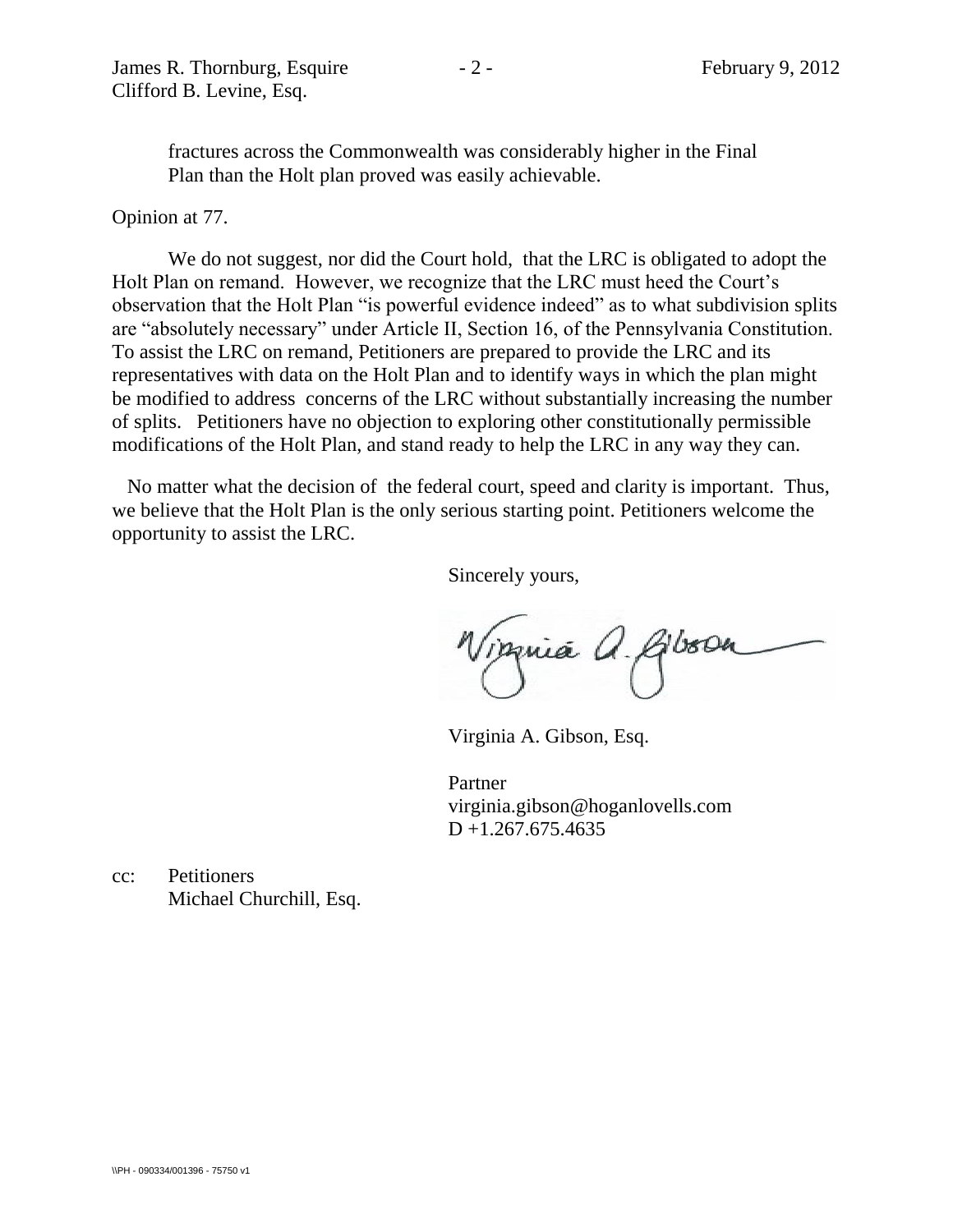fractures across the Commonwealth was considerably higher in the Final Plan than the Holt plan proved was easily achievable.

Opinion at 77.

We do not suggest, nor did the Court hold, that the LRC is obligated to adopt the Holt Plan on remand. However, we recognize that the LRC must heed the Court's observation that the Holt Plan "is powerful evidence indeed" as to what subdivision splits are "absolutely necessary" under Article II, Section 16, of the Pennsylvania Constitution. To assist the LRC on remand, Petitioners are prepared to provide the LRC and its representatives with data on the Holt Plan and to identify ways in which the plan might be modified to address concerns of the LRC without substantially increasing the number of splits. Petitioners have no objection to exploring other constitutionally permissible modifications of the Holt Plan, and stand ready to help the LRC in any way they can.

No matter what the decision of the federal court, speed and clarity is important. Thus, we believe that the Holt Plan is the only serious starting point. Petitioners welcome the opportunity to assist the LRC.

Sincerely yours,

Virginia A. Gibson

Virginia A. Gibson, Esq.

Partner
virginia.gibson@hoganlovells.com
D +1.267.675.4635

cc: Petitioners
Michael Churchill, Esq.

\\PH - 090334/001396 - 75750 v1